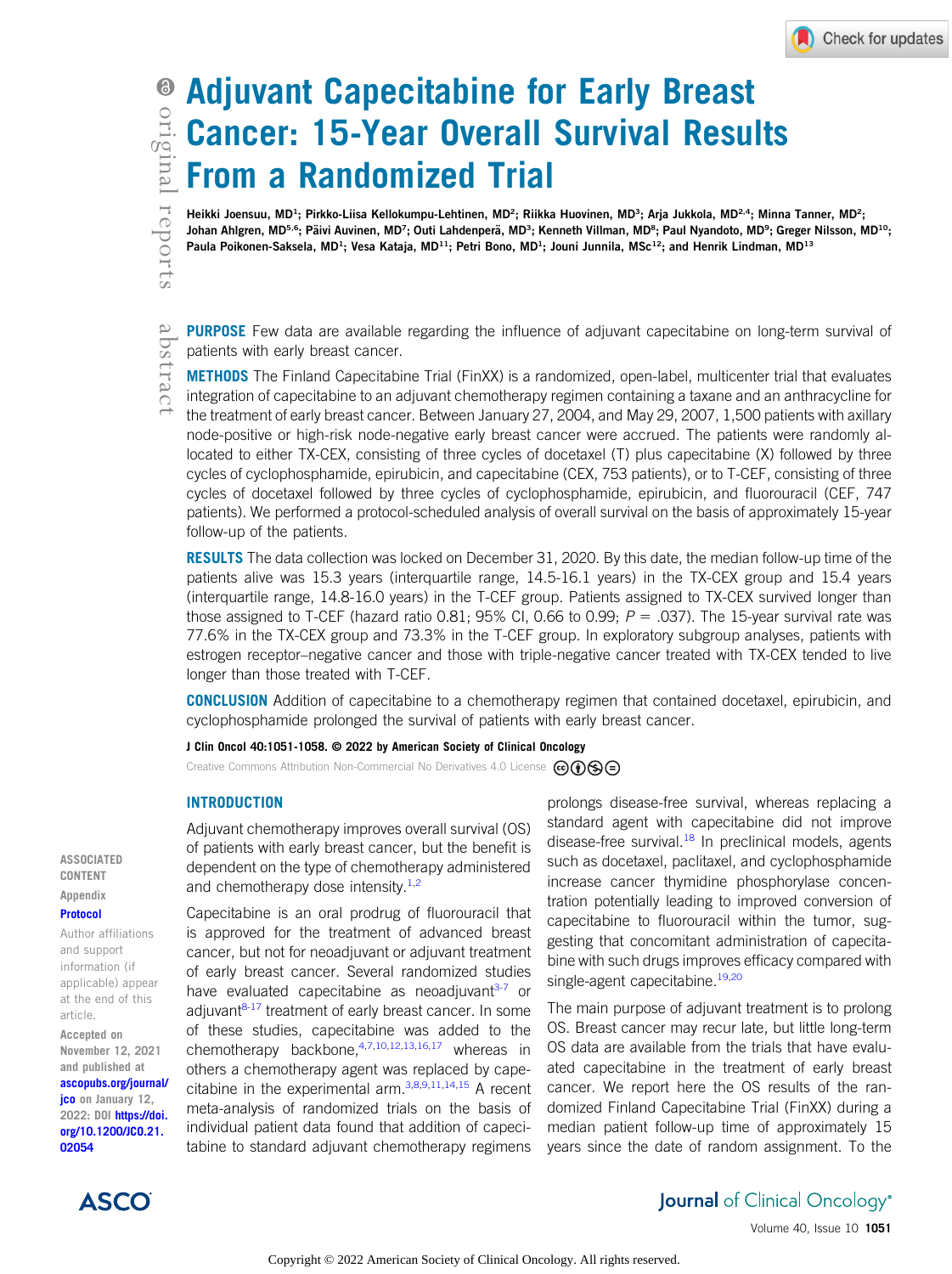# Adjuvant Capecitabine for Early Breast Cancer: 15-Year Overall Survival Results From a Randomized Trial

Heikki Joensuu, MD[1]; Pirkko-Liisa Kellokumpu-Lehtinen, MD[2]; Riikka Huovinen, MD[3]; Arja Jukkola, MD[2,4]; Minna Tanner, MD[2]; Johan Ahlgren, MD[5,6]; Päivi Auvinen, MD[7]; Outi Lahdenperä, MD[3]; Kenneth Villman, MD[8]; Paul Nyandoto, MD[9]; Greger Nilsson, MD[10]; Paula Poikonen-Saksela, MD[1]; Vesa Kataja, MD[11]; Petri Bono, MD[1]; Jouni Junnila, MSc[12]; and Henrik Lindman, MD[13]

## abstract

**PURPOSE** Few data are available regarding the influence of adjuvant capecitabine on long-term survival of patients with early breast cancer.

**METHODS** The Finland Capecitabine Trial (FinXX) is a randomized, open-label, multicenter trial that evaluates integration of capecitabine to an adjuvant chemotherapy regimen containing a taxane and an anthracycline for the treatment of early breast cancer. Between January 27, 2004, and May 29, 2007, 1,500 patients with axillary node-positive or high-risk node-negative early breast cancer were accrued. The patients were randomly allocated to either TX-CEX, consisting of three cycles of docetaxel (T) plus capecitabine (X) followed by three cycles of cyclophosphamide, epirubicin, and capecitabine (CEX, 753 patients), or to T-CEF, consisting of three cycles of docetaxel followed by three cycles of cyclophosphamide, epirubicin, and fluorouracil (CEF, 747 patients). We performed a protocol-scheduled analysis of overall survival on the basis of approximately 15-year follow-up of the patients.

**RESULTS** The data collection was locked on December 31, 2020. By this date, the median follow-up time of the patients alive was 15.3 years (interquartile range, 14.5-16.1 years) in the TX-CEX group and 15.4 years (interquartile range, 14.8-16.0 years) in the T-CEF group. Patients assigned to TX-CEX survived longer than those assigned to T-CEF (hazard ratio 0.81; 95% CI, 0.66 to 0.99; $P = .037$). The 15-year survival rate was 77.6% in the TX-CEX group and 73.3% in the T-CEF group. In exploratory subgroup analyses, patients with estrogen receptor–negative cancer and those with triple-negative cancer treated with TX-CEX tended to live longer than those treated with T-CEF.

**CONCLUSION** Addition of capecitabine to a chemotherapy regimen that contained docetaxel, epirubicin, and cyclophosphamide prolonged the survival of patients with early breast cancer.

J Clin Oncol 40:1051-1058. © 2022 by American Society of Clinical Oncology

Creative Commons Attribution Non-Commercial No Derivatives 4.0 License

ASSOCIATED CONTENT

Appendix

Protocol

Author affiliations and support information (if applicable) appear at the end of this article.

Accepted on November 12, 2021 and published at ascopubs.org/journal/jco on January 12, 2022: DOI https://doi.org/10.1200/JCO.21.02054

## INTRODUCTION

Adjuvant chemotherapy improves overall survival (OS) of patients with early breast cancer, but the benefit is dependent on the type of chemotherapy administered and chemotherapy dose intensity.[1,2]

Capecitabine is an oral prodrug of fluorouracil that is approved for the treatment of advanced breast cancer, but not for neoadjuvant or adjuvant treatment of early breast cancer. Several randomized studies have evaluated capecitabine as neoadjuvant[3-7] or adjuvant[8-17] treatment of early breast cancer. In some of these studies, capecitabine was added to the chemotherapy backbone,[4,7,10,12,13,16,17] whereas in others a chemotherapy agent was replaced by capecitabine in the experimental arm.[3,8,9,11,14,15] A recent meta-analysis of randomized trials on the basis of individual patient data found that addition of capecitabine to standard adjuvant chemotherapy regimens prolongs disease-free survival, whereas replacing a standard agent with capecitabine did not improve disease-free survival.[18] In preclinical models, agents such as docetaxel, paclitaxel, and cyclophosphamide increase cancer thymidine phosphorylase concentration potentially leading to improved conversion of capecitabine to fluorouracil within the tumor, suggesting that concomitant administration of capecitabine with such drugs improves efficacy compared with single-agent capecitabine.[19,20]

The main purpose of adjuvant treatment is to prolong OS. Breast cancer may recur late, but little long-term OS data are available from the trials that have evaluated capecitabine in the treatment of early breast cancer. We report here the OS results of the randomized Finland Capecitabine Trial (FinXX) during a median patient follow-up time of approximately 15 years since the date of random assignment. To the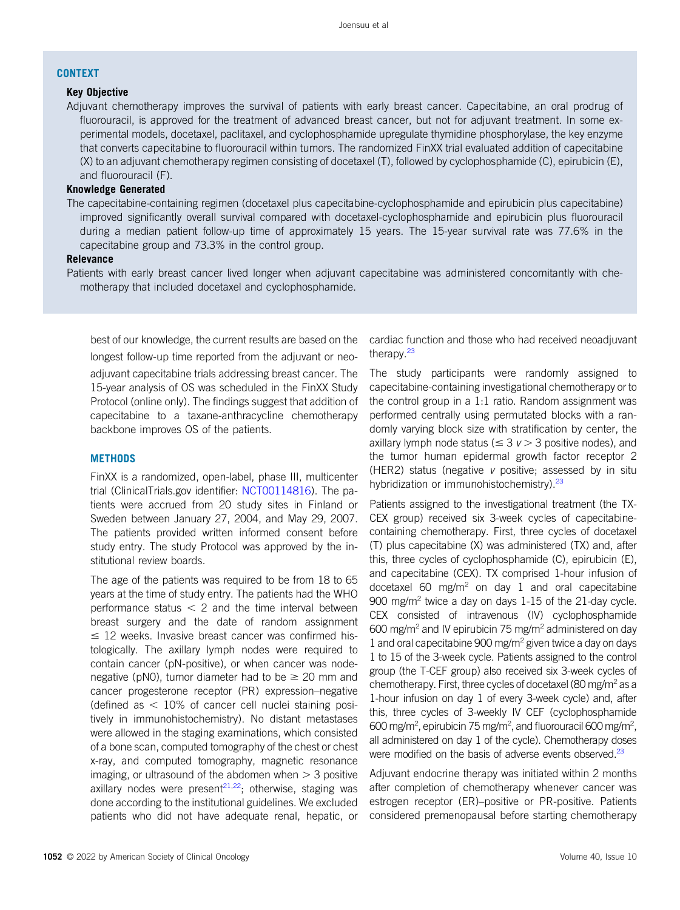## CONTEXT

### Key Objective

Adjuvant chemotherapy improves the survival of patients with early breast cancer. Capecitabine, an oral prodrug of fluorouracil, is approved for the treatment of advanced breast cancer, but not for adjuvant treatment. In some experimental models, docetaxel, paclitaxel, and cyclophosphamide upregulate thymidine phosphorylase, the key enzyme that converts capecitabine to fluorouracil within tumors. The randomized FinXX trial evaluated addition of capecitabine (X) to an adjuvant chemotherapy regimen consisting of docetaxel (T), followed by cyclophosphamide (C), epirubicin (E), and fluorouracil (F).

### Knowledge Generated

The capecitabine-containing regimen (docetaxel plus capecitabine-cyclophosphamide and epirubicin plus capecitabine) improved significantly overall survival compared with docetaxel-cyclophosphamide and epirubicin plus fluorouracil during a median patient follow-up time of approximately 15 years. The 15-year survival rate was 77.6% in the capecitabine group and 73.3% in the control group.

### Relevance

Patients with early breast cancer lived longer when adjuvant capecitabine was administered concomitantly with chemotherapy that included docetaxel and cyclophosphamide.

best of our knowledge, the current results are based on the longest follow-up time reported from the adjuvant or neoadjuvant capecitabine trials addressing breast cancer. The 15-year analysis of OS was scheduled in the FinXX Study Protocol (online only). The findings suggest that addition of capecitabine to a taxane-anthracycline chemotherapy backbone improves OS of the patients.

## METHODS

FinXX is a randomized, open-label, phase III, multicenter trial (ClinicalTrials.gov identifier: NCT00114816). The patients were accrued from 20 study sites in Finland or Sweden between January 27, 2004, and May 29, 2007. The patients provided written informed consent before study entry. The study Protocol was approved by the institutional review boards.

The age of the patients was required to be from 18 to 65 years at the time of study entry. The patients had the WHO performance status $< 2$ and the time interval between breast surgery and the date of random assignment $\leq 12$ weeks. Invasive breast cancer was confirmed histologically. The axillary lymph nodes were required to contain cancer (pN-positive), or when cancer was node-negative (pN0), tumor diameter had to be $\geq 20$ mm and cancer progesterone receptor (PR) expression–negative (defined as $< 10\%$ of cancer cell nuclei staining positively in immunohistochemistry). No distant metastases were allowed in the staging examinations, which consisted of a bone scan, computed tomography of the chest or chest x-ray, and computed tomography, magnetic resonance imaging, or ultrasound of the abdomen when $> 3$ positive axillary nodes were present[21,22]; otherwise, staging was done according to the institutional guidelines. We excluded patients who did not have adequate renal, hepatic, or cardiac function and those who had received neoadjuvant therapy.[23]

The study participants were randomly assigned to capecitabine-containing investigational chemotherapy or to the control group in a 1:1 ratio. Random assignment was performed centrally using permutated blocks with a randomly varying block size with stratification by center, the axillary lymph node status ($\leq 3$ *v* $> 3$ positive nodes), and the tumor human epidermal growth factor receptor 2 (HER2) status (negative *v* positive; assessed by in situ hybridization or immunohistochemistry).[23]

Patients assigned to the investigational treatment (the TX-CEX group) received six 3-week cycles of capecitabine-containing chemotherapy. First, three cycles of docetaxel (T) plus capecitabine (X) was administered (TX) and, after this, three cycles of cyclophosphamide (C), epirubicin (E), and capecitabine (CEX). TX comprised 1-hour infusion of docetaxel 60 mg/m$^2$ on day 1 and oral capecitabine 900 mg/m$^2$ twice a day on days 1-15 of the 21-day cycle. CEX consisted of intravenous (IV) cyclophosphamide 600 mg/m$^2$ and IV epirubicin 75 mg/m$^2$ administered on day 1 and oral capecitabine 900 mg/m$^2$ given twice a day on days 1 to 15 of the 3-week cycle. Patients assigned to the control group (the T-CEF group) also received six 3-week cycles of chemotherapy. First, three cycles of docetaxel (80 mg/m$^2$ as a 1-hour infusion on day 1 of every 3-week cycle) and, after this, three cycles of 3-weekly IV CEF (cyclophosphamide 600 mg/m$^2$, epirubicin 75 mg/m$^2$, and fluorouracil 600 mg/m$^2$, all administered on day 1 of the cycle). Chemotherapy doses were modified on the basis of adverse events observed.[23]

Adjuvant endocrine therapy was initiated within 2 months after completion of chemotherapy whenever cancer was estrogen receptor (ER)–positive or PR-positive. Patients considered premenopausal before starting chemotherapy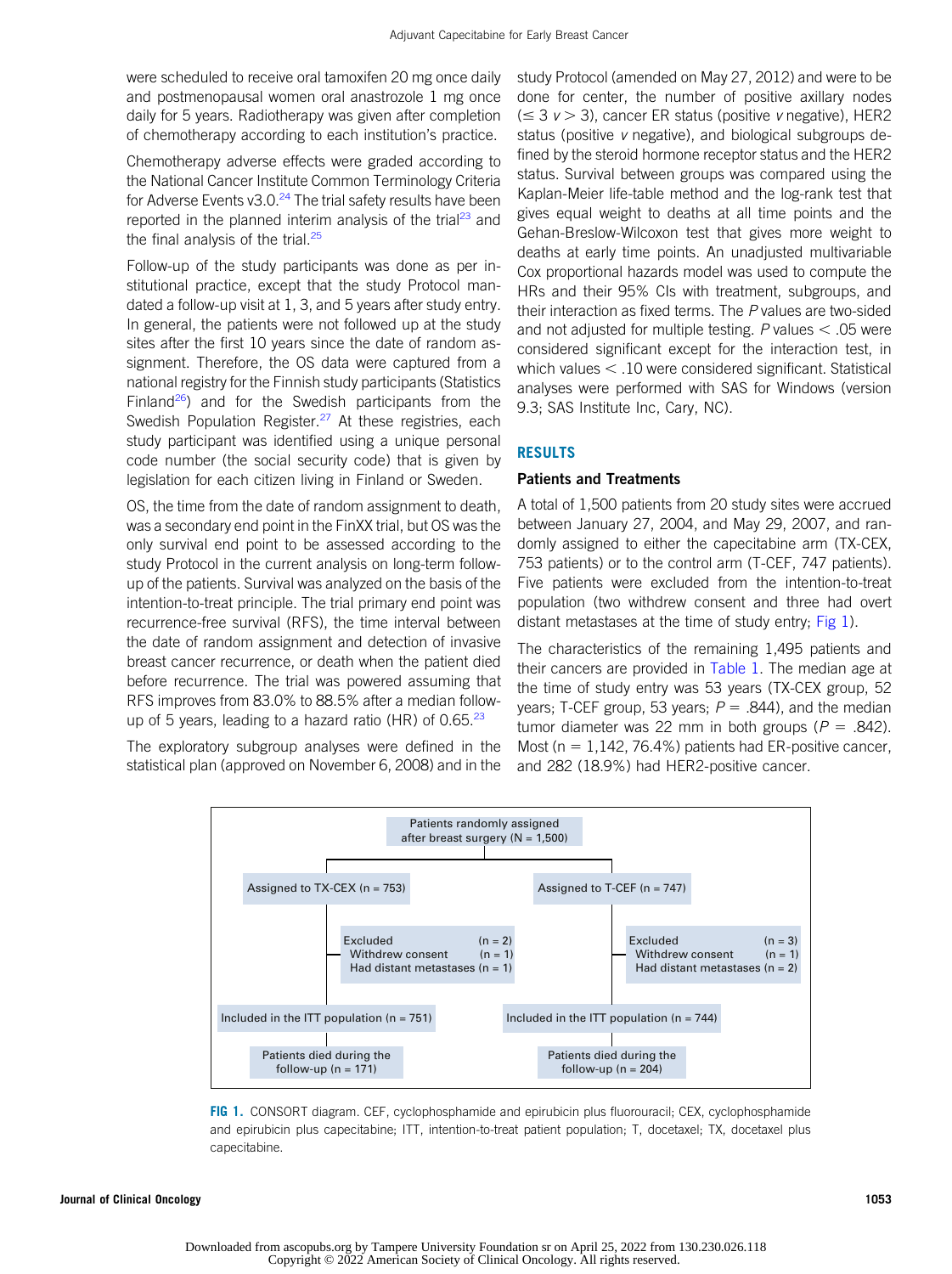were scheduled to receive oral tamoxifen 20 mg once daily and postmenopausal women oral anastrozole 1 mg once daily for 5 years. Radiotherapy was given after completion of chemotherapy according to each institution's practice.

Chemotherapy adverse effects were graded according to the National Cancer Institute Common Terminology Criteria for Adverse Events v3.0.[24] The trial safety results have been reported in the planned interim analysis of the trial[23] and the final analysis of the trial.[25]

Follow-up of the study participants was done as per institutional practice, except that the study Protocol mandated a follow-up visit at 1, 3, and 5 years after study entry. In general, the patients were not followed up at the study sites after the first 10 years since the date of random assignment. Therefore, the OS data were captured from a national registry for the Finnish study participants (Statistics Finland[26]) and for the Swedish participants from the Swedish Population Register.[27] At these registries, each study participant was identified using a unique personal code number (the social security code) that is given by legislation for each citizen living in Finland or Sweden.

OS, the time from the date of random assignment to death, was a secondary end point in the FinXX trial, but OS was the only survival end point to be assessed according to the study Protocol in the current analysis on long-term follow-up of the patients. Survival was analyzed on the basis of the intention-to-treat principle. The trial primary end point was recurrence-free survival (RFS), the time interval between the date of random assignment and detection of invasive breast cancer recurrence, or death when the patient died before recurrence. The trial was powered assuming that RFS improves from 83.0% to 88.5% after a median follow-up of 5 years, leading to a hazard ratio (HR) of 0.65.[23]

The exploratory subgroup analyses were defined in the statistical plan (approved on November 6, 2008) and in the study Protocol (amended on May 27, 2012) and were to be done for center, the number of positive axillary nodes ($\leq 3$ *v* $> 3$), cancer ER status (positive *v* negative), HER2 status (positive *v* negative), and biological subgroups defined by the steroid hormone receptor status and the HER2 status. Survival between groups was compared using the Kaplan-Meier life-table method and the log-rank test that gives equal weight to deaths at all time points and the Gehan-Breslow-Wilcoxon test that gives more weight to deaths at early time points. An unadjusted multivariable Cox proportional hazards model was used to compute the HRs and their 95% CIs with treatment, subgroups, and their interaction as fixed terms. The *P* values are two-sided and not adjusted for multiple testing. *P* values $< .05$ were considered significant except for the interaction test, in which values $< .10$ were considered significant. Statistical analyses were performed with SAS for Windows (version 9.3; SAS Institute Inc, Cary, NC).

## RESULTS

### Patients and Treatments

A total of 1,500 patients from 20 study sites were accrued between January 27, 2004, and May 29, 2007, and randomly assigned to either the capecitabine arm (TX-CEX, 753 patients) or to the control arm (T-CEF, 747 patients). Five patients were excluded from the intention-to-treat population (two withdrew consent and three had overt distant metastases at the time of study entry; Fig 1).

The characteristics of the remaining 1,495 patients and their cancers are provided in Table 1. The median age at the time of study entry was 53 years (TX-CEX group, 52 years; T-CEF group, 53 years; $P = .844$), and the median tumor diameter was 22 mm in both groups ($P = .842$). Most (n = 1,142, 76.4%) patients had ER-positive cancer, and 282 (18.9%) had HER2-positive cancer.

Patients randomly assigned after breast surgery (N = 1,500)

- Assigned to TX-CEX (n = 753)
  - Excluded (n = 2): Withdrew consent (n = 1); Had distant metastases (n = 1)
  - Included in the ITT population (n = 751)
  - Patients died during the follow-up (n = 171)
- Assigned to T-CEF (n = 747)
  - Excluded (n = 3): Withdrew consent (n = 1); Had distant metastases (n = 2)
  - Included in the ITT population (n = 744)
  - Patients died during the follow-up (n = 204)

**FIG 1.** CONSORT diagram. CEF, cyclophosphamide and epirubicin plus fluorouracil; CEX, cyclophosphamide and epirubicin plus capecitabine; ITT, intention-to-treat patient population; T, docetaxel; TX, docetaxel plus capecitabine.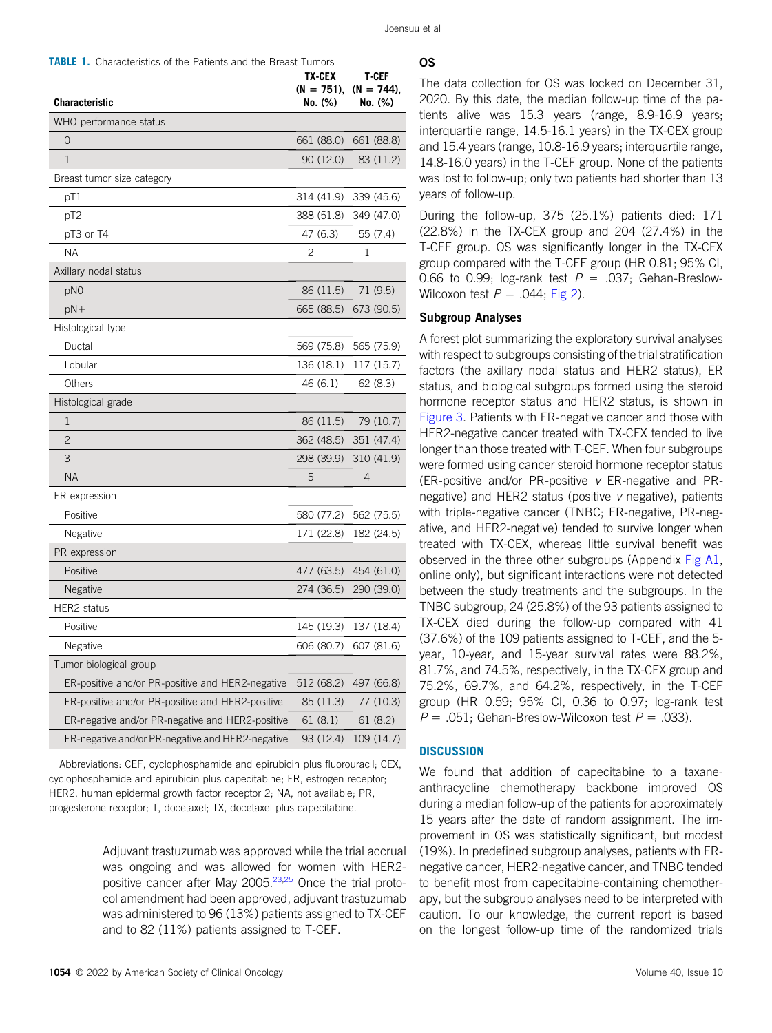**TABLE 1.** Characteristics of the Patients and the Breast Tumors

| Characteristic | TX-CEX (N = 751), No. (%) | T-CEF (N = 744), No. (%) |
|---|---|---|
| WHO performance status | | |
| 0 | 661 (88.0) | 661 (88.8) |
| 1 | 90 (12.0) | 83 (11.2) |
| Breast tumor size category | | |
| pT1 | 314 (41.9) | 339 (45.6) |
| pT2 | 388 (51.8) | 349 (47.0) |
| pT3 or T4 | 47 (6.3) | 55 (7.4) |
| NA | 2 | 1 |
| Axillary nodal status | | |
| pN0 | 86 (11.5) | 71 (9.5) |
| pN+ | 665 (88.5) | 673 (90.5) |
| Histological type | | |
| Ductal | 569 (75.8) | 565 (75.9) |
| Lobular | 136 (18.1) | 117 (15.7) |
| Others | 46 (6.1) | 62 (8.3) |
| Histological grade | | |
| 1 | 86 (11.5) | 79 (10.7) |
| 2 | 362 (48.5) | 351 (47.4) |
| 3 | 298 (39.9) | 310 (41.9) |
| NA | 5 | 4 |
| ER expression | | |
| Positive | 580 (77.2) | 562 (75.5) |
| Negative | 171 (22.8) | 182 (24.5) |
| PR expression | | |
| Positive | 477 (63.5) | 454 (61.0) |
| Negative | 274 (36.5) | 290 (39.0) |
| HER2 status | | |
| Positive | 145 (19.3) | 137 (18.4) |
| Negative | 606 (80.7) | 607 (81.6) |
| Tumor biological group | | |
| ER-positive and/or PR-positive and HER2-negative | 512 (68.2) | 497 (66.8) |
| ER-positive and/or PR-positive and HER2-positive | 85 (11.3) | 77 (10.3) |
| ER-negative and/or PR-negative and HER2-positive | 61 (8.1) | 61 (8.2) |
| ER-negative and/or PR-negative and HER2-negative | 93 (12.4) | 109 (14.7) |

Abbreviations: CEF, cyclophosphamide and epirubicin plus fluorouracil; CEX, cyclophosphamide and epirubicin plus capecitabine; ER, estrogen receptor; HER2, human epidermal growth factor receptor 2; NA, not available; PR, progesterone receptor; T, docetaxel; TX, docetaxel plus capecitabine.

Adjuvant trastuzumab was approved while the trial accrual was ongoing and was allowed for women with HER2-positive cancer after May 2005.[23,25] Once the trial protocol amendment had been approved, adjuvant trastuzumab was administered to 96 (13%) patients assigned to TX-CEF and to 82 (11%) patients assigned to T-CEF.

## OS

The data collection for OS was locked on December 31, 2020. By this date, the median follow-up time of the patients alive was 15.3 years (range, 8.9-16.9 years; interquartile range, 14.5-16.1 years) in the TX-CEX group and 15.4 years (range, 10.8-16.9 years; interquartile range, 14.8-16.0 years) in the T-CEF group. None of the patients was lost to follow-up; only two patients had shorter than 13 years of follow-up.

During the follow-up, 375 (25.1%) patients died: 171 (22.8%) in the TX-CEX group and 204 (27.4%) in the T-CEF group. OS was significantly longer in the TX-CEX group compared with the T-CEF group (HR 0.81; 95% CI, 0.66 to 0.99; log-rank test $P$ = .037; Gehan-Breslow-Wilcoxon test $P$ = .044; Fig 2).

### Subgroup Analyses

A forest plot summarizing the exploratory survival analyses with respect to subgroups consisting of the trial stratification factors (the axillary nodal status and HER2 status), ER status, and biological subgroups formed using the steroid hormone receptor status and HER2 status, is shown in Figure 3. Patients with ER-negative cancer and those with HER2-negative cancer treated with TX-CEX tended to live longer than those treated with T-CEF. When four subgroups were formed using cancer steroid hormone receptor status (ER-positive and/or PR-positive *v* ER-negative and PR-negative) and HER2 status (positive *v* negative), patients with triple-negative cancer (TNBC; ER-negative, PR-negative, and HER2-negative) tended to survive longer when treated with TX-CEX, whereas little survival benefit was observed in the three other subgroups (Appendix Fig A1, online only), but significant interactions were not detected between the study treatments and the subgroups. In the TNBC subgroup, 24 (25.8%) of the 93 patients assigned to TX-CEX died during the follow-up compared with 41 (37.6%) of the 109 patients assigned to T-CEF, and the 5-year, 10-year, and 15-year survival rates were 88.2%, 81.7%, and 74.5%, respectively, in the TX-CEX group and 75.2%, 69.7%, and 64.2%, respectively, in the T-CEF group (HR 0.59; 95% CI, 0.36 to 0.97; log-rank test $P$ = .051; Gehan-Breslow-Wilcoxon test $P$ = .033).

## DISCUSSION

We found that addition of capecitabine to a taxane-anthracycline chemotherapy backbone improved OS during a median follow-up of the patients for approximately 15 years after the date of random assignment. The improvement in OS was statistically significant, but modest (19%). In predefined subgroup analyses, patients with ER-negative cancer, HER2-negative cancer, and TNBC tended to benefit most from capecitabine-containing chemotherapy, but the subgroup analyses need to be interpreted with caution. To our knowledge, the current report is based on the longest follow-up time of the randomized trials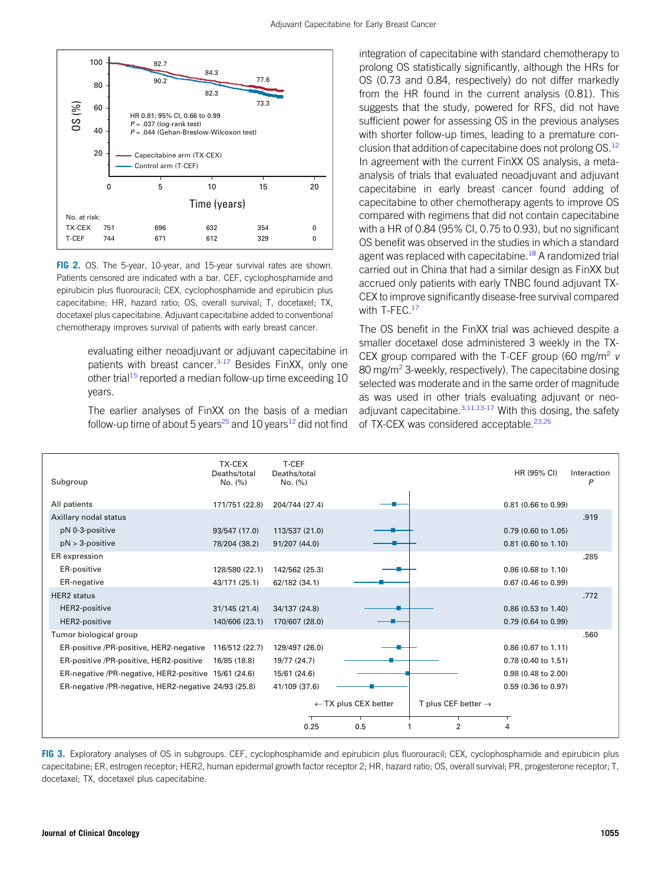FIG 2. OS. The 5-year, 10-year, and 15-year survival rates are shown. Patients censored are indicated with a bar. CEF, cyclophosphamide and epirubicin plus fluorouracil; CEX, cyclophosphamide and epirubicin plus capecitabine; HR, hazard ratio; OS, overall survival; T, docetaxel; TX, docetaxel plus capecitabine. Adjuvant capecitabine added to conventional chemotherapy improves survival of patients with early breast cancer.

evaluating either neoadjuvant or adjuvant capecitabine in patients with breast cancer.[3-17] Besides FinXX, only one other trial[15] reported a median follow-up time exceeding 10 years.

The earlier analyses of FinXX on the basis of a median follow-up time of about 5 years[25] and 10 years[12] did not find integration of capecitabine with standard chemotherapy to prolong OS statistically significantly, although the HRs for OS (0.73 and 0.84, respectively) do not differ markedly from the HR found in the current analysis (0.81). This suggests that the study, powered for RFS, did not have sufficient power for assessing OS in the previous analyses with shorter follow-up times, leading to a premature conclusion that addition of capecitabine does not prolong OS.[12] In agreement with the current FinXX OS analysis, a meta-analysis of trials that evaluated neoadjuvant and adjuvant capecitabine in early breast cancer found adding of capecitabine to other chemotherapy agents to improve OS compared with regimens that did not contain capecitabine with a HR of 0.84 (95% CI, 0.75 to 0.93), but no significant OS benefit was observed in the studies in which a standard agent was replaced with capecitabine.[18] A randomized trial carried out in China that had a similar design as FinXX but accrued only patients with early TNBC found adjuvant TX-CEX to improve significantly disease-free survival compared with T-FEC.[17]

The OS benefit in the FinXX trial was achieved despite a smaller docetaxel dose administered 3 weekly in the TX-CEX group compared with the T-CEF group (60 mg/m$^2$ *v* 80 mg/m$^2$ 3-weekly, respectively). The capecitabine dosing selected was moderate and in the same order of magnitude as was used in other trials evaluating adjuvant or neoadjuvant capecitabine.[3,11,13-17] With this dosing, the safety of TX-CEX was considered acceptable.[23,25]

| Subgroup | TX-CEX Deaths/total No. (%) | T-CEF Deaths/total No. (%) | HR (95% CI) | Interaction *P* |
|---|---|---|---|---|
| All patients | 171/751 (22.8) | 204/744 (27.4) | 0.81 (0.66 to 0.99) | |
| Axillary nodal status | | | | .919 |
| pN 0-3-positive | 93/547 (17.0) | 113/537 (21.0) | 0.79 (0.60 to 1.05) | |
| pN > 3-positive | 78/204 (38.2) | 91/207 (44.0) | 0.81 (0.60 to 1.10) | |
| ER expression | | | | .285 |
| ER-positive | 128/580 (22.1) | 142/562 (25.3) | 0.86 (0.68 to 1.10) | |
| ER-negative | 43/171 (25.1) | 62/182 (34.1) | 0.67 (0.46 to 0.99) | |
| HER2 status | | | | .772 |
| HER2-positive | 31/145 (21.4) | 34/137 (24.8) | 0.86 (0.53 to 1.40) | |
| HER2-positive | 140/606 (23.1) | 170/607 (28.0) | 0.79 (0.64 to 0.99) | |
| Tumor biological group | | | | .560 |
| ER-positive /PR-positive, HER2-negative | 116/512 (22.7) | 129/497 (26.0) | 0.86 (0.67 to 1.11) | |
| ER-positive /PR-positive, HER2-positive | 16/85 (18.8) | 19/77 (24.7) | 0.78 (0.40 to 1.51) | |
| ER-negative /PR-negative, HER2-positive | 15/61 (24.6) | 15/61 (24.6) | 0.98 (0.48 to 2.00) | |
| ER-negative /PR-negative, HER2-negative | 24/93 (25.8) | 41/109 (37.6) | 0.59 (0.36 to 0.97) | |

FIG 3. Exploratory analyses of OS in subgroups. CEF, cyclophosphamide and epirubicin plus fluorouracil; CEX, cyclophosphamide and epirubicin plus capecitabine; ER, estrogen receptor; HER2, human epidermal growth factor receptor 2; HR, hazard ratio; OS, overall survival; PR, progesterone receptor; T, docetaxel; TX, docetaxel plus capecitabine.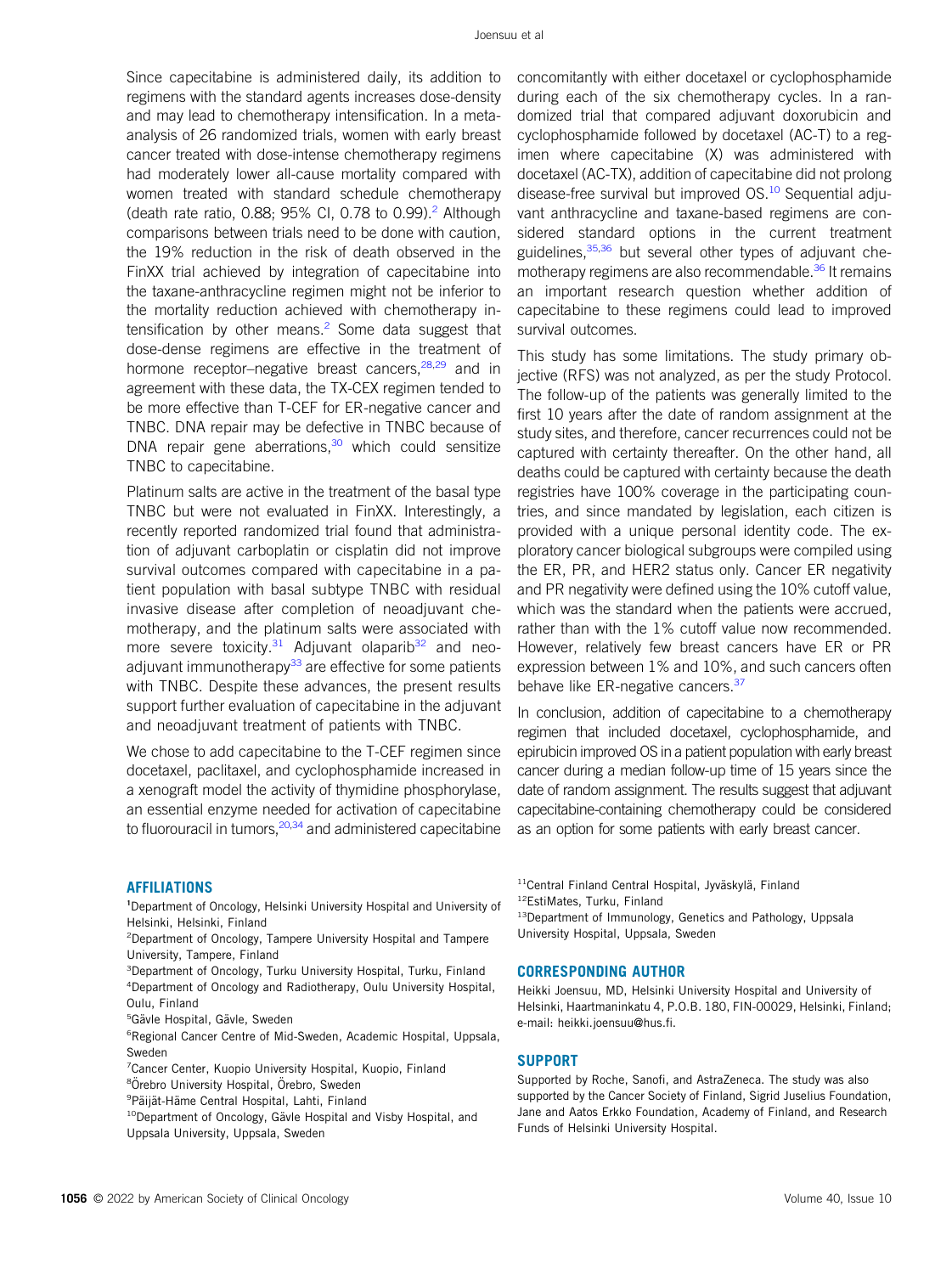Since capecitabine is administered daily, its addition to regimens with the standard agents increases dose-density and may lead to chemotherapy intensification. In a meta-analysis of 26 randomized trials, women with early breast cancer treated with dose-intense chemotherapy regimens had moderately lower all-cause mortality compared with women treated with standard schedule chemotherapy (death rate ratio, 0.88; 95% CI, 0.78 to 0.99).[2] Although comparisons between trials need to be done with caution, the 19% reduction in the risk of death observed in the FinXX trial achieved by integration of capecitabine into the taxane-anthracycline regimen might not be inferior to the mortality reduction achieved with chemotherapy intensification by other means.[2] Some data suggest that dose-dense regimens are effective in the treatment of hormone receptor–negative breast cancers,[28,29] and in agreement with these data, the TX-CEX regimen tended to be more effective than T-CEF for ER-negative cancer and TNBC. DNA repair may be defective in TNBC because of DNA repair gene aberrations,[30] which could sensitize TNBC to capecitabine.

Platinum salts are active in the treatment of the basal type TNBC but were not evaluated in FinXX. Interestingly, a recently reported randomized trial found that administration of adjuvant carboplatin or cisplatin did not improve survival outcomes compared with capecitabine in a patient population with basal subtype TNBC with residual invasive disease after completion of neoadjuvant chemotherapy, and the platinum salts were associated with more severe toxicity.[31] Adjuvant olaparib[32] and neoadjuvant immunotherapy[33] are effective for some patients with TNBC. Despite these advances, the present results support further evaluation of capecitabine in the adjuvant and neoadjuvant treatment of patients with TNBC.

We chose to add capecitabine to the T-CEF regimen since docetaxel, paclitaxel, and cyclophosphamide increased in a xenograft model the activity of thymidine phosphorylase, an essential enzyme needed for activation of capecitabine to fluorouracil in tumors,[20,34] and administered capecitabine concomitantly with either docetaxel or cyclophosphamide during each of the six chemotherapy cycles. In a randomized trial that compared adjuvant doxorubicin and cyclophosphamide followed by docetaxel (AC-T) to a regimen where capecitabine (X) was administered with docetaxel (AC-TX), addition of capecitabine did not prolong disease-free survival but improved OS.[10] Sequential adjuvant anthracycline and taxane-based regimens are considered standard options in the current treatment guidelines,[35,36] but several other types of adjuvant chemotherapy regimens are also recommendable.[36] It remains an important research question whether addition of capecitabine to these regimens could lead to improved survival outcomes.

This study has some limitations. The study primary objective (RFS) was not analyzed, as per the study Protocol. The follow-up of the patients was generally limited to the first 10 years after the date of random assignment at the study sites, and therefore, cancer recurrences could not be captured with certainty thereafter. On the other hand, all deaths could be captured with certainty because the death registries have 100% coverage in the participating countries, and since mandated by legislation, each citizen is provided with a unique personal identity code. The exploratory cancer biological subgroups were compiled using the ER, PR, and HER2 status only. Cancer ER negativity and PR negativity were defined using the 10% cutoff value, which was the standard when the patients were accrued, rather than with the 1% cutoff value now recommended. However, relatively few breast cancers have ER or PR expression between 1% and 10%, and such cancers often behave like ER-negative cancers.[37]

In conclusion, addition of capecitabine to a chemotherapy regimen that included docetaxel, cyclophosphamide, and epirubicin improved OS in a patient population with early breast cancer during a median follow-up time of 15 years since the date of random assignment. The results suggest that adjuvant capecitabine-containing chemotherapy could be considered as an option for some patients with early breast cancer.

## AFFILIATIONS

[1]Department of Oncology, Helsinki University Hospital and University of Helsinki, Helsinki, Finland
[2]Department of Oncology, Tampere University Hospital and Tampere University, Tampere, Finland
[3]Department of Oncology, Turku University Hospital, Turku, Finland
[4]Department of Oncology and Radiotherapy, Oulu University Hospital, Oulu, Finland
[5]Gävle Hospital, Gävle, Sweden
[6]Regional Cancer Centre of Mid-Sweden, Academic Hospital, Uppsala, Sweden
[7]Cancer Center, Kuopio University Hospital, Kuopio, Finland
[8]Örebro University Hospital, Örebro, Sweden
[9]Päijät-Häme Central Hospital, Lahti, Finland
[10]Department of Oncology, Gävle Hospital and Visby Hospital, and Uppsala University, Uppsala, Sweden
[11]Central Finland Central Hospital, Jyväskylä, Finland
[12]EstiMates, Turku, Finland
[13]Department of Immunology, Genetics and Pathology, Uppsala University Hospital, Uppsala, Sweden

## CORRESPONDING AUTHOR

Heikki Joensuu, MD, Helsinki University Hospital and University of Helsinki, Haartmaninkatu 4, P.O.B. 180, FIN-00029, Helsinki, Finland; e-mail: heikki.joensuu@hus.fi.

## SUPPORT

Supported by Roche, Sanofi, and AstraZeneca. The study was also supported by the Cancer Society of Finland, Sigrid Juselius Foundation, Jane and Aatos Erkko Foundation, Academy of Finland, and Research Funds of Helsinki University Hospital.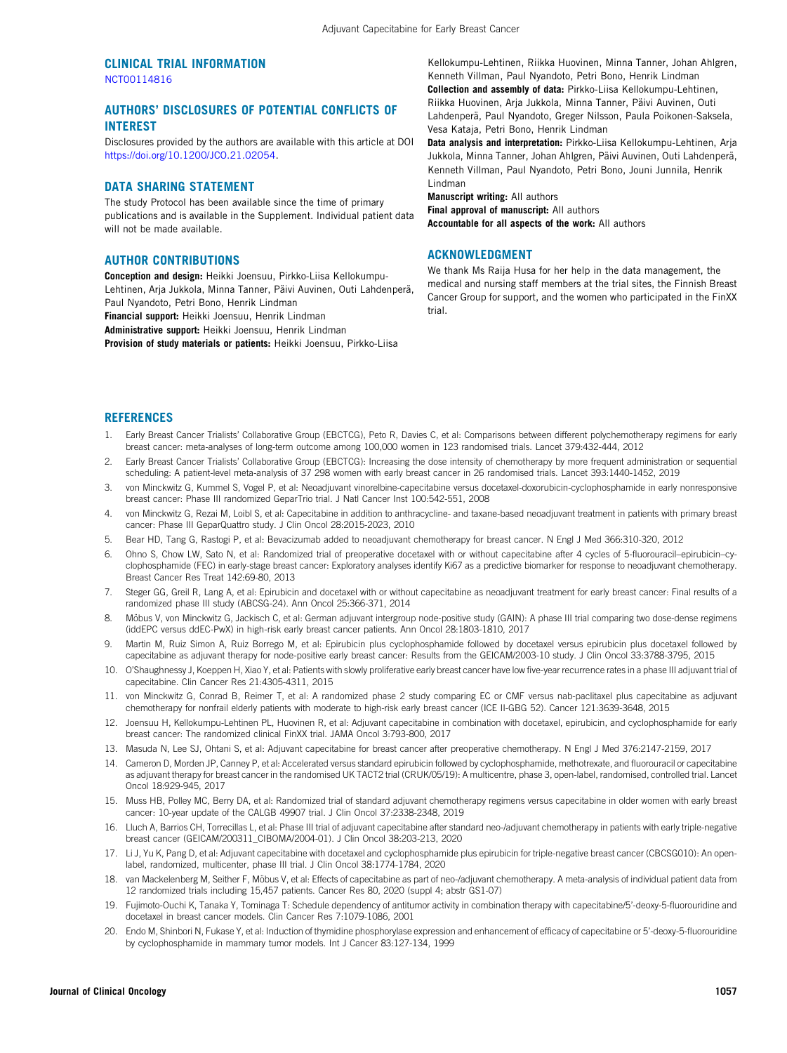## CLINICAL TRIAL INFORMATION

NCT00114816

## AUTHORS' DISCLOSURES OF POTENTIAL CONFLICTS OF INTEREST

Disclosures provided by the authors are available with this article at DOI https://doi.org/10.1200/JCO.21.02054.

## DATA SHARING STATEMENT

The study Protocol has been available since the time of primary publications and is available in the Supplement. Individual patient data will not be made available.

## AUTHOR CONTRIBUTIONS

**Conception and design:** Heikki Joensuu, Pirkko-Liisa Kellokumpu-Lehtinen, Arja Jukkola, Minna Tanner, Päivi Auvinen, Outi Lahdenperä, Paul Nyandoto, Petri Bono, Henrik Lindman

**Financial support:** Heikki Joensuu, Henrik Lindman

**Administrative support:** Heikki Joensuu, Henrik Lindman

**Provision of study materials or patients:** Heikki Joensuu, Pirkko-Liisa Kellokumpu-Lehtinen, Riikka Huovinen, Minna Tanner, Johan Ahlgren, Kenneth Villman, Paul Nyandoto, Petri Bono, Henrik Lindman

**Collection and assembly of data:** Pirkko-Liisa Kellokumpu-Lehtinen, Riikka Huovinen, Arja Jukkola, Minna Tanner, Päivi Auvinen, Outi Lahdenperä, Paul Nyandoto, Greger Nilsson, Paula Poikonen-Saksela, Vesa Kataja, Petri Bono, Henrik Lindman

**Data analysis and interpretation:** Pirkko-Liisa Kellokumpu-Lehtinen, Arja Jukkola, Minna Tanner, Johan Ahlgren, Päivi Auvinen, Outi Lahdenperä, Kenneth Villman, Paul Nyandoto, Petri Bono, Jouni Junnila, Henrik Lindman

**Manuscript writing:** All authors

**Final approval of manuscript:** All authors

**Accountable for all aspects of the work:** All authors

## ACKNOWLEDGMENT

We thank Ms Raija Husa for her help in the data management, the medical and nursing staff members at the trial sites, the Finnish Breast Cancer Group for support, and the women who participated in the FinXX trial.

## REFERENCES

1. Early Breast Cancer Trialists' Collaborative Group (EBCTCG), Peto R, Davies C, et al: Comparisons between different polychemotherapy regimens for early breast cancer: meta-analyses of long-term outcome among 100,000 women in 123 randomised trials. Lancet 379:432-444, 2012
2. Early Breast Cancer Trialists' Collaborative Group (EBCTCG): Increasing the dose intensity of chemotherapy by more frequent administration or sequential scheduling: A patient-level meta-analysis of 37 298 women with early breast cancer in 26 randomised trials. Lancet 393:1440-1452, 2019
3. von Minckwitz G, Kummel S, Vogel P, et al: Neoadjuvant vinorelbine-capecitabine versus docetaxel-doxorubicin-cyclophosphamide in early nonresponsive breast cancer: Phase III randomized GeparTrio trial. J Natl Cancer Inst 100:542-551, 2008
4. von Minckwitz G, Rezai M, Loibl S, et al: Capecitabine in addition to anthracycline- and taxane-based neoadjuvant treatment in patients with primary breast cancer: Phase III GeparQuattro study. J Clin Oncol 28:2015-2023, 2010
5. Bear HD, Tang G, Rastogi P, et al: Bevacizumab added to neoadjuvant chemotherapy for breast cancer. N Engl J Med 366:310-320, 2012
6. Ohno S, Chow LW, Sato N, et al: Randomized trial of preoperative docetaxel with or without capecitabine after 4 cycles of 5-fluorouracil–epirubicin–cyclophosphamide (FEC) in early-stage breast cancer: Exploratory analyses identify Ki67 as a predictive biomarker for response to neoadjuvant chemotherapy. Breast Cancer Res Treat 142:69-80, 2013
7. Steger GG, Greil R, Lang A, et al: Epirubicin and docetaxel with or without capecitabine as neoadjuvant treatment for early breast cancer: Final results of a randomized phase III study (ABCSG-24). Ann Oncol 25:366-371, 2014
8. Möbus V, von Minckwitz G, Jackisch C, et al: German adjuvant intergroup node-positive study (GAIN): A phase III trial comparing two dose-dense regimens (iddEPC versus ddEC-PwX) in high-risk early breast cancer patients. Ann Oncol 28:1803-1810, 2017
9. Martin M, Ruiz Simon A, Ruiz Borrego M, et al: Epirubicin plus cyclophosphamide followed by docetaxel versus epirubicin plus docetaxel followed by capecitabine as adjuvant therapy for node-positive early breast cancer: Results from the GEICAM/2003-10 study. J Clin Oncol 33:3788-3795, 2015
10. O'Shaughnessy J, Koeppen H, Xiao Y, et al: Patients with slowly proliferative early breast cancer have low five-year recurrence rates in a phase III adjuvant trial of capecitabine. Clin Cancer Res 21:4305-4311, 2015
11. von Minckwitz G, Conrad B, Reimer T, et al: A randomized phase 2 study comparing EC or CMF versus nab-paclitaxel plus capecitabine as adjuvant chemotherapy for nonfrail elderly patients with moderate to high-risk early breast cancer (ICE II-GBG 52). Cancer 121:3639-3648, 2015
12. Joensuu H, Kellokumpu-Lehtinen PL, Huovinen R, et al: Adjuvant capecitabine in combination with docetaxel, epirubicin, and cyclophosphamide for early breast cancer: The randomized clinical FinXX trial. JAMA Oncol 3:793-800, 2017
13. Masuda N, Lee SJ, Ohtani S, et al: Adjuvant capecitabine for breast cancer after preoperative chemotherapy. N Engl J Med 376:2147-2159, 2017
14. Cameron D, Morden JP, Canney P, et al: Accelerated versus standard epirubicin followed by cyclophosphamide, methotrexate, and fluorouracil or capecitabine as adjuvant therapy for breast cancer in the randomised UK TACT2 trial (CRUK/05/19): A multicentre, phase 3, open-label, randomised, controlled trial. Lancet Oncol 18:929-945, 2017
15. Muss HB, Polley MC, Berry DA, et al: Randomized trial of standard adjuvant chemotherapy regimens versus capecitabine in older women with early breast cancer: 10-year update of the CALGB 49907 trial. J Clin Oncol 37:2338-2348, 2019
16. Lluch A, Barrios CH, Torrecillas L, et al: Phase III trial of adjuvant capecitabine after standard neo-/adjuvant chemotherapy in patients with early triple-negative breast cancer (GEICAM/200311_CIBOMA/2004-01). J Clin Oncol 38:203-213, 2020
17. Li J, Yu K, Pang D, et al: Adjuvant capecitabine with docetaxel and cyclophosphamide plus epirubicin for triple-negative breast cancer (CBCSG010): An open-label, randomized, multicenter, phase III trial. J Clin Oncol 38:1774-1784, 2020
18. van Mackelenberg M, Seither F, Möbus V, et al: Effects of capecitabine as part of neo-/adjuvant chemotherapy. A meta-analysis of individual patient data from 12 randomized trials including 15,457 patients. Cancer Res 80, 2020 (suppl 4; abstr GS1-07)
19. Fujimoto-Ouchi K, Tanaka Y, Tominaga T: Schedule dependency of antitumor activity in combination therapy with capecitabine/5'-deoxy-5-fluorouridine and docetaxel in breast cancer models. Clin Cancer Res 7:1079-1086, 2001
20. Endo M, Shinbori N, Fukase Y, et al: Induction of thymidine phosphorylase expression and enhancement of efficacy of capecitabine or 5'-deoxy-5-fluorouridine by cyclophosphamide in mammary tumor models. Int J Cancer 83:127-134, 1999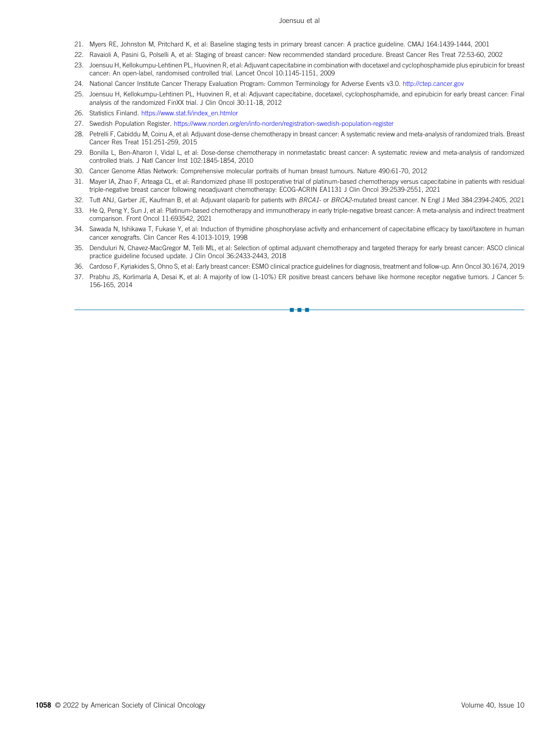21. Myers RE, Johnston M, Pritchard K, et al: Baseline staging tests in primary breast cancer: A practice guideline. CMAJ 164:1439-1444, 2001
22. Ravaioli A, Pasini G, Polselli A, et al: Staging of breast cancer: New recommended standard procedure. Breast Cancer Res Treat 72:53-60, 2002
23. Joensuu H, Kellokumpu-Lehtinen PL, Huovinen R, et al: Adjuvant capecitabine in combination with docetaxel and cyclophosphamide plus epirubicin for breast cancer: An open-label, randomised controlled trial. Lancet Oncol 10:1145-1151, 2009
24. National Cancer Institute Cancer Therapy Evaluation Program: Common Terminology for Adverse Events v3.0. http://ctep.cancer.gov
25. Joensuu H, Kellokumpu-Lehtinen PL, Huovinen R, et al: Adjuvant capecitabine, docetaxel, cyclophosphamide, and epirubicin for early breast cancer: Final analysis of the randomized FinXX trial. J Clin Oncol 30:11-18, 2012
26. Statistics Finland. https://www.stat.fi/index_en.htmlor
27. Swedish Population Register. https://www.norden.org/en/info-norden/registration-swedish-population-register
28. Petrelli F, Cabiddu M, Coinu A, et al: Adjuvant dose-dense chemotherapy in breast cancer: A systematic review and meta-analysis of randomized trials. Breast Cancer Res Treat 151:251-259, 2015
29. Bonilla L, Ben-Aharon I, Vidal L, et al: Dose-dense chemotherapy in nonmetastatic breast cancer: A systematic review and meta-analysis of randomized controlled trials. J Natl Cancer Inst 102:1845-1854, 2010
30. Cancer Genome Atlas Network: Comprehensive molecular portraits of human breast tumours. Nature 490:61-70, 2012
31. Mayer IA, Zhao F, Arteaga CL, et al: Randomized phase III postoperative trial of platinum-based chemotherapy versus capecitabine in patients with residual triple-negative breast cancer following neoadjuvant chemotherapy: ECOG-ACRIN EA1131 J Clin Oncol 39:2539-2551, 2021
32. Tutt ANJ, Garber JE, Kaufman B, et al: Adjuvant olaparib for patients with *BRCA1*- or *BRCA2*-mutated breast cancer. N Engl J Med 384:2394-2405, 2021
33. He Q, Peng Y, Sun J, et al: Platinum-based chemotherapy and immunotherapy in early triple-negative breast cancer: A meta-analysis and indirect treatment comparison. Front Oncol 11:693542, 2021
34. Sawada N, Ishikawa T, Fukase Y, et al: Induction of thymidine phosphorylase activity and enhancement of capecitabine efficacy by taxol/taxotere in human cancer xenografts. Clin Cancer Res 4:1013-1019, 1998
35. Denduluri N, Chavez-MacGregor M, Telli ML, et al: Selection of optimal adjuvant chemotherapy and targeted therapy for early breast cancer: ASCO clinical practice guideline focused update. J Clin Oncol 36:2433-2443, 2018
36. Cardoso F, Kyriakides S, Ohno S, et al: Early breast cancer: ESMO clinical practice guidelines for diagnosis, treatment and follow-up. Ann Oncol 30:1674, 2019
37. Prabhu JS, Korlimarla A, Desai K, et al: A majority of low (1-10%) ER positive breast cancers behave like hormone receptor negative tumors. J Cancer 5: 156-165, 2014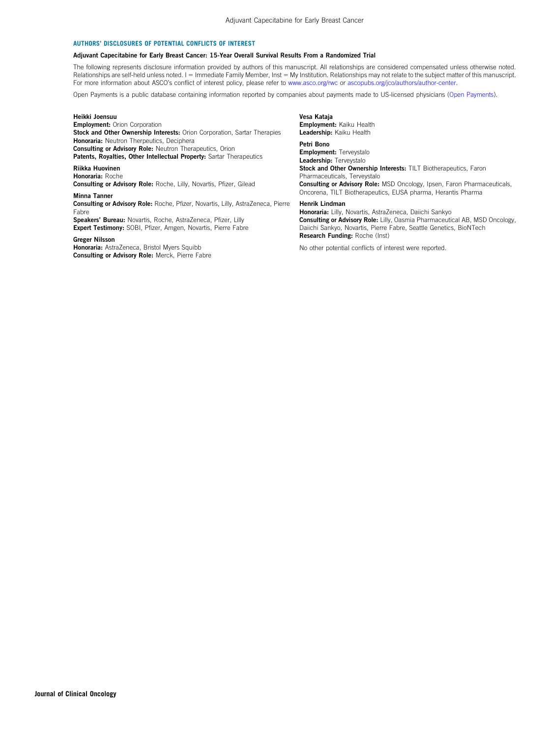## AUTHORS' DISCLOSURES OF POTENTIAL CONFLICTS OF INTEREST

**Adjuvant Capecitabine for Early Breast Cancer: 15-Year Overall Survival Results From a Randomized Trial**

The following represents disclosure information provided by authors of this manuscript. All relationships are considered compensated unless otherwise noted. Relationships are self-held unless noted. I = Immediate Family Member, Inst = My Institution. Relationships may not relate to the subject matter of this manuscript. For more information about ASCO's conflict of interest policy, please refer to www.asco.org/rwc or ascopubs.org/jco/authors/author-center.

Open Payments is a public database containing information reported by companies about payments made to US-licensed physicians (Open Payments).

**Heikki Joensuu**
**Employment:** Orion Corporation
**Stock and Other Ownership Interests:** Orion Corporation, Sartar Therapies
**Honoraria:** Neutron Therpeutics, Deciphera
**Consulting or Advisory Role:** Neutron Therapeutics, Orion
**Patents, Royalties, Other Intellectual Property:** Sartar Therapeutics

**Riikka Huovinen**
**Honoraria:** Roche
**Consulting or Advisory Role:** Roche, Lilly, Novartis, Pfizer, Gilead

**Minna Tanner**
**Consulting or Advisory Role:** Roche, Pfizer, Novartis, Lilly, AstraZeneca, Pierre Fabre
**Speakers' Bureau:** Novartis, Roche, AstraZeneca, Pfizer, Lilly
**Expert Testimony:** SOBI, Pfizer, Amgen, Novartis, Pierre Fabre

**Greger Nilsson**
**Honoraria:** AstraZeneca, Bristol Myers Squibb
**Consulting or Advisory Role:** Merck, Pierre Fabre

**Vesa Kataja**
**Employment:** Kaiku Health
**Leadership:** Kaiku Health

**Petri Bono**
**Employment:** Terveystalo
**Leadership:** Terveystalo
**Stock and Other Ownership Interests:** TILT Biotherapeutics, Faron Pharmaceuticals, Terveystalo
**Consulting or Advisory Role:** MSD Oncology, Ipsen, Faron Pharmaceuticals, Oncorena, TILT Biotherapeutics, EUSA pharma, Herantis Pharma

**Henrik Lindman**
**Honoraria:** Lilly, Novartis, AstraZeneca, Daiichi Sankyo
**Consulting or Advisory Role:** Lilly, Oasmia Pharmaceutical AB, MSD Oncology, Daiichi Sankyo, Novartis, Pierre Fabre, Seattle Genetics, BioNTech
**Research Funding:** Roche (Inst)

No other potential conflicts of interest were reported.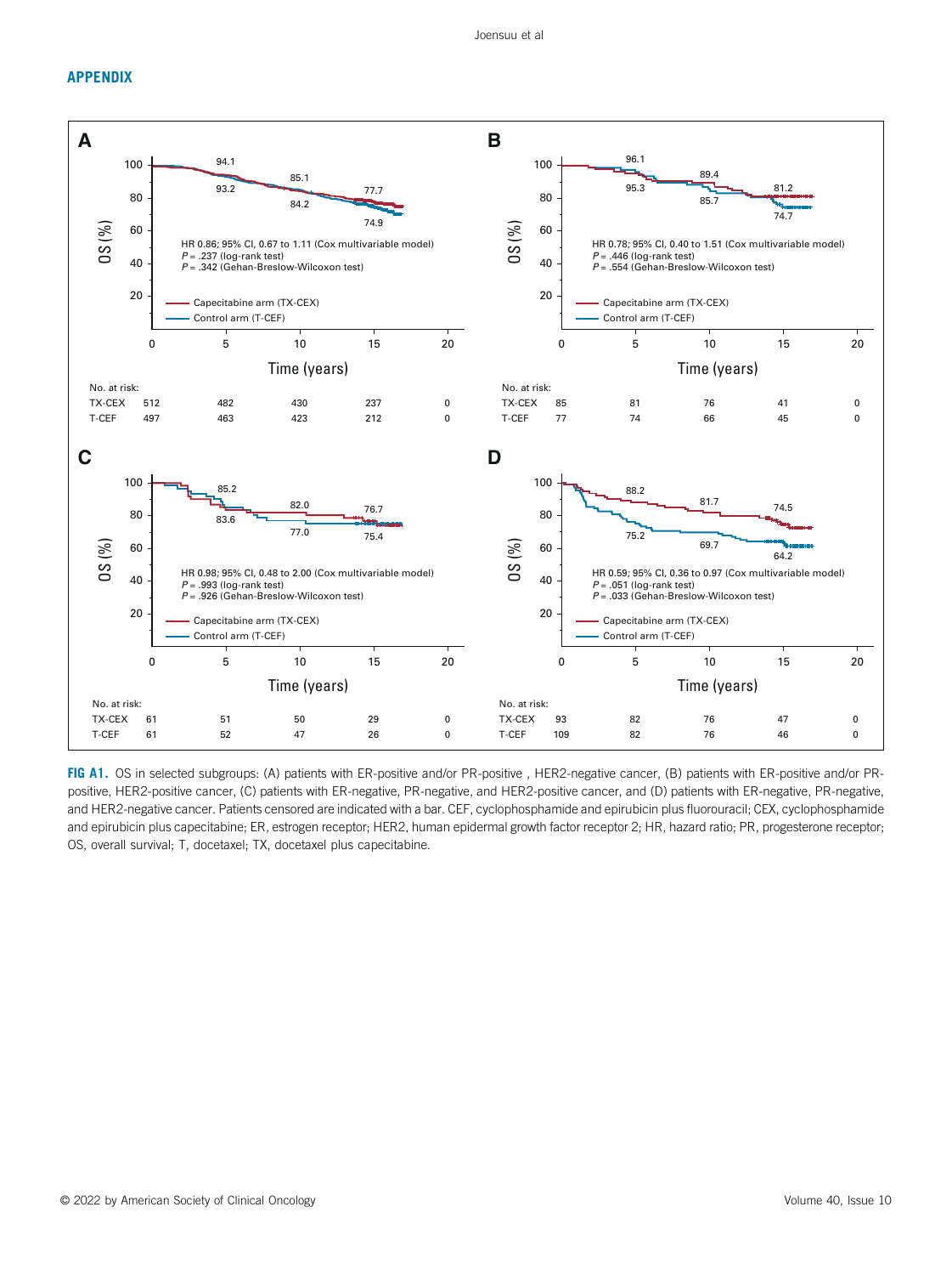## APPENDIX

A

94.1
93.2
85.1
84.2
77.7
74.9

HR 0.86; 95% CI, 0.67 to 1.11 (Cox multivariable model)
$P$ = .237 (log-rank test)
$P$ = .342 (Gehan-Breslow-Wilcoxon test)

Capecitabine arm (TX-CEX)
Control arm (T-CEF)

OS (%)
Time (years)

No. at risk:
TX-CEX 512 482 430 237 0
T-CEF 497 463 423 212 0

B

96.1
95.3
89.4
85.7
81.2
74.7

HR 0.78; 95% CI, 0.40 to 1.51 (Cox multivariable model)
$P$ = .446 (log-rank test)
$P$ = .554 (Gehan-Breslow-Wilcoxon test)

Capecitabine arm (TX-CEX)
Control arm (T-CEF)

OS (%)
Time (years)

No. at risk:
TX-CEX 85 81 76 41 0
T-CEF 77 74 66 45 0

C

85.2
83.6
82.0
77.0
76.7
75.4

HR 0.98; 95% CI, 0.48 to 2.00 (Cox multivariable model)
$P$ = .993 (log-rank test)
$P$ = .926 (Gehan-Breslow-Wilcoxon test)

Capecitabine arm (TX-CEX)
Control arm (T-CEF)

OS (%)
Time (years)

No. at risk:
TX-CEX 61 51 50 29 0
T-CEF 61 52 47 26 0

D

88.2
75.2
81.7
69.7
74.5
64.2

HR 0.59; 95% CI, 0.36 to 0.97 (Cox multivariable model)
$P$ = .051 (log-rank test)
$P$ = .033 (Gehan-Breslow-Wilcoxon test)

Capecitabine arm (TX-CEX)
Control arm (T-CEF)

OS (%)
Time (years)

No. at risk:
TX-CEX 93 82 76 47 0
T-CEF 109 82 76 46 0

**FIG A1.** OS in selected subgroups: (A) patients with ER-positive and/or PR-positive , HER2-negative cancer, (B) patients with ER-positive and/or PR-positive, HER2-positive cancer, (C) patients with ER-negative, PR-negative, and HER2-positive cancer, and (D) patients with ER-negative, PR-negative, and HER2-negative cancer. Patients censored are indicated with a bar. CEF, cyclophosphamide and epirubicin plus fluorouracil; CEX, cyclophosphamide and epirubicin plus capecitabine; ER, estrogen receptor; HER2, human epidermal growth factor receptor 2; HR, hazard ratio; PR, progesterone receptor; OS, overall survival; T, docetaxel; TX, docetaxel plus capecitabine.